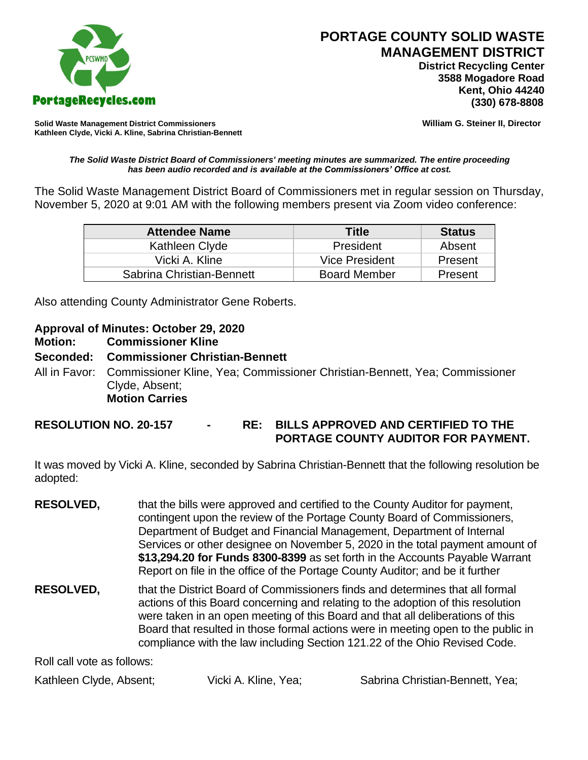PCSWMD

PortageRecycles.com

# PORTAGE COUNTY SOLID WASTE MANAGEMENT DISTRICT

**District Recycling Center**
**3588 Mogadore Road**
**Kent, Ohio 44240**
**(330) 678-8808**

**Solid Waste Management District Commissioners**
**Kathleen Clyde, Vicki A. Kline, Sabrina Christian-Bennett**

**William G. Steiner II, Director**

***The Solid Waste District Board of Commissioners' meeting minutes are summarized. The entire proceeding has been audio recorded and is available at the Commissioners' Office at cost.***

The Solid Waste Management District Board of Commissioners met in regular session on Thursday, November 5, 2020 at 9:01 AM with the following members present via Zoom video conference:

| Attendee Name | Title | Status |
|---|---|---|
| Kathleen Clyde | President | Absent |
| Vicki A. Kline | Vice President | Present |
| Sabrina Christian-Bennett | Board Member | Present |

Also attending County Administrator Gene Roberts.

**Approval of Minutes: October 29, 2020**
**Motion: Commissioner Kline**
**Seconded: Commissioner Christian-Bennett**
All in Favor: Commissioner Kline, Yea; Commissioner Christian-Bennett, Yea; Commissioner Clyde, Absent;
**Motion Carries**

**RESOLUTION NO. 20-157 - RE: BILLS APPROVED AND CERTIFIED TO THE PORTAGE COUNTY AUDITOR FOR PAYMENT.**

It was moved by Vicki A. Kline, seconded by Sabrina Christian-Bennett that the following resolution be adopted:

**RESOLVED,** that the bills were approved and certified to the County Auditor for payment, contingent upon the review of the Portage County Board of Commissioners, Department of Budget and Financial Management, Department of Internal Services or other designee on November 5, 2020 in the total payment amount of **$13,294.20 for Funds 8300-8399** as set forth in the Accounts Payable Warrant Report on file in the office of the Portage County Auditor; and be it further

**RESOLVED,** that the District Board of Commissioners finds and determines that all formal actions of this Board concerning and relating to the adoption of this resolution were taken in an open meeting of this Board and that all deliberations of this Board that resulted in those formal actions were in meeting open to the public in compliance with the law including Section 121.22 of the Ohio Revised Code.

Roll call vote as follows:

Kathleen Clyde, Absent; Vicki A. Kline, Yea; Sabrina Christian-Bennett, Yea;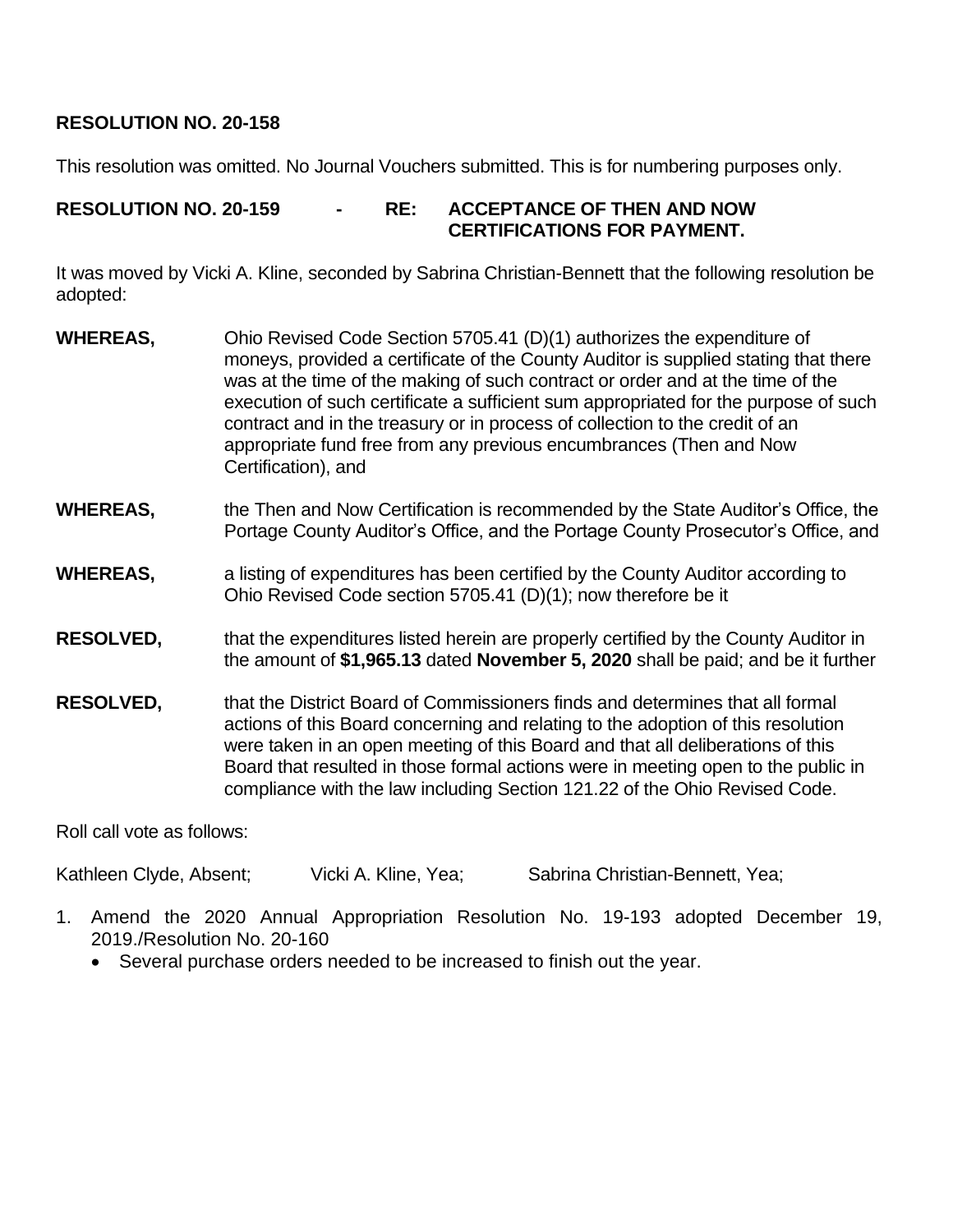**RESOLUTION NO. 20-158**

This resolution was omitted. No Journal Vouchers submitted. This is for numbering purposes only.

**RESOLUTION NO. 20-159 - RE: ACCEPTANCE OF THEN AND NOW CERTIFICATIONS FOR PAYMENT.**

It was moved by Vicki A. Kline, seconded by Sabrina Christian-Bennett that the following resolution be adopted:

**WHEREAS,** Ohio Revised Code Section 5705.41 (D)(1) authorizes the expenditure of moneys, provided a certificate of the County Auditor is supplied stating that there was at the time of the making of such contract or order and at the time of the execution of such certificate a sufficient sum appropriated for the purpose of such contract and in the treasury or in process of collection to the credit of an appropriate fund free from any previous encumbrances (Then and Now Certification), and

**WHEREAS,** the Then and Now Certification is recommended by the State Auditor's Office, the Portage County Auditor's Office, and the Portage County Prosecutor's Office, and

**WHEREAS,** a listing of expenditures has been certified by the County Auditor according to Ohio Revised Code section 5705.41 (D)(1); now therefore be it

**RESOLVED,** that the expenditures listed herein are properly certified by the County Auditor in the amount of **$1,965.13** dated **November 5, 2020** shall be paid; and be it further

**RESOLVED,** that the District Board of Commissioners finds and determines that all formal actions of this Board concerning and relating to the adoption of this resolution were taken in an open meeting of this Board and that all deliberations of this Board that resulted in those formal actions were in meeting open to the public in compliance with the law including Section 121.22 of the Ohio Revised Code.

Roll call vote as follows:

Kathleen Clyde, Absent; Vicki A. Kline, Yea; Sabrina Christian-Bennett, Yea;

1. Amend the 2020 Annual Appropriation Resolution No. 19-193 adopted December 19, 2019./Resolution No. 20-160
   - Several purchase orders needed to be increased to finish out the year.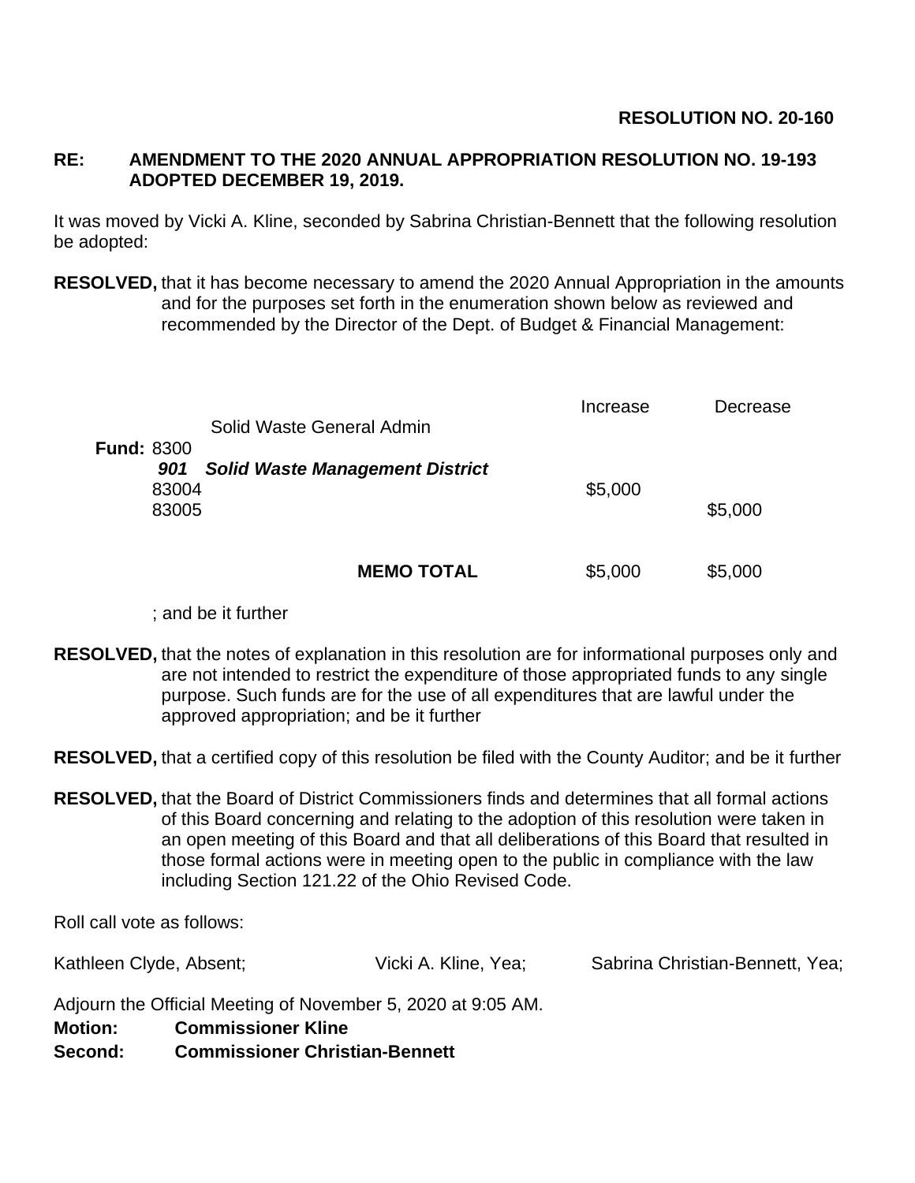**RESOLUTION NO. 20-160**

**RE: AMENDMENT TO THE 2020 ANNUAL APPROPRIATION RESOLUTION NO. 19-193 ADOPTED DECEMBER 19, 2019.**

It was moved by Vicki A. Kline, seconded by Sabrina Christian-Bennett that the following resolution be adopted:

**RESOLVED,** that it has become necessary to amend the 2020 Annual Appropriation in the amounts and for the purposes set forth in the enumeration shown below as reviewed and recommended by the Director of the Dept. of Budget & Financial Management:

| | Increase | Decrease |
|---|---|---|
| Solid Waste General Admin | | |
| **Fund:** 8300 | | |
| ***901 Solid Waste Management District*** | | |
| 83004 | $5,000 | |
| 83005 | | $5,000 |
| **MEMO TOTAL** | $5,000 | $5,000 |

; and be it further

**RESOLVED,** that the notes of explanation in this resolution are for informational purposes only and are not intended to restrict the expenditure of those appropriated funds to any single purpose. Such funds are for the use of all expenditures that are lawful under the approved appropriation; and be it further

**RESOLVED,** that a certified copy of this resolution be filed with the County Auditor; and be it further

**RESOLVED,** that the Board of District Commissioners finds and determines that all formal actions of this Board concerning and relating to the adoption of this resolution were taken in an open meeting of this Board and that all deliberations of this Board that resulted in those formal actions were in meeting open to the public in compliance with the law including Section 121.22 of the Ohio Revised Code.

Roll call vote as follows:

Kathleen Clyde, Absent; Vicki A. Kline, Yea; Sabrina Christian-Bennett, Yea;

Adjourn the Official Meeting of November 5, 2020 at 9:05 AM.

**Motion: Commissioner Kline**

**Second: Commissioner Christian-Bennett**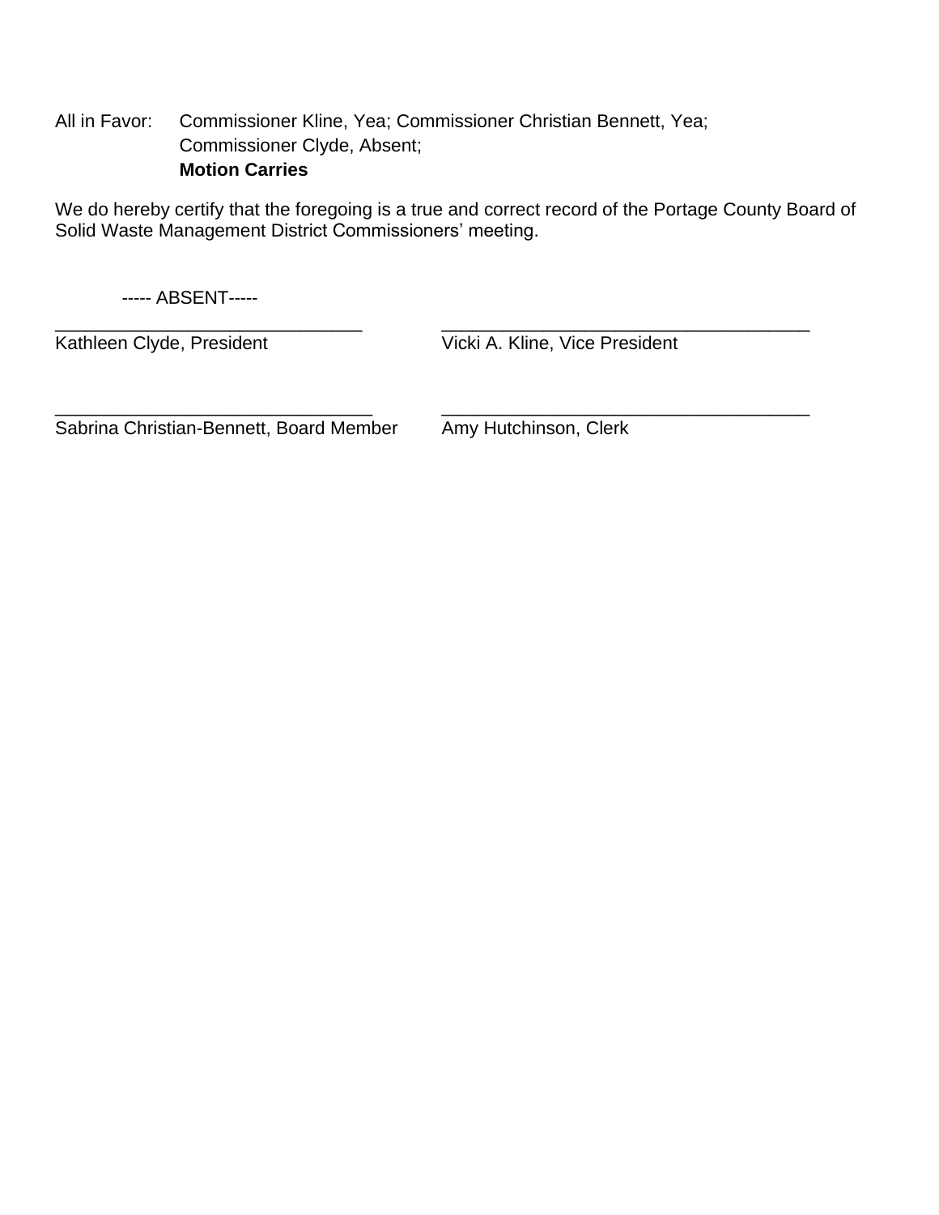All in Favor: Commissioner Kline, Yea; Commissioner Christian Bennett, Yea; Commissioner Clyde, Absent;
**Motion Carries**

We do hereby certify that the foregoing is a true and correct record of the Portage County Board of Solid Waste Management District Commissioners' meeting.

----- ABSENT-----

| | |
|---|---|
| ________________________________ | ________________________________ |
| Kathleen Clyde, President | Vicki A. Kline, Vice President |
| ________________________________ | ________________________________ |
| Sabrina Christian-Bennett, Board Member | Amy Hutchinson, Clerk |